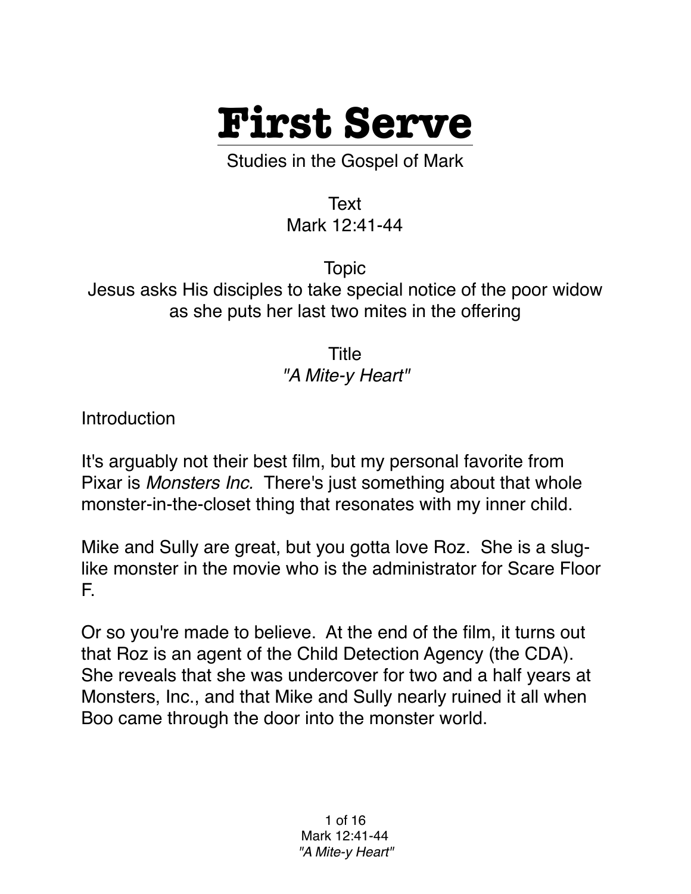# First Serve

Studies in the Gospel of Mark

Text
Mark 12:41-44

Topic
Jesus asks His disciples to take special notice of the poor widow as she puts her last two mites in the offering

Title
*"A Mite-y Heart"*

Introduction

It's arguably not their best film, but my personal favorite from Pixar is *Monsters Inc.* There's just something about that whole monster-in-the-closet thing that resonates with my inner child.

Mike and Sully are great, but you gotta love Roz. She is a slug-like monster in the movie who is the administrator for Scare Floor F.

Or so you're made to believe. At the end of the film, it turns out that Roz is an agent of the Child Detection Agency (the CDA). She reveals that she was undercover for two and a half years at Monsters, Inc., and that Mike and Sully nearly ruined it all when Boo came through the door into the monster world.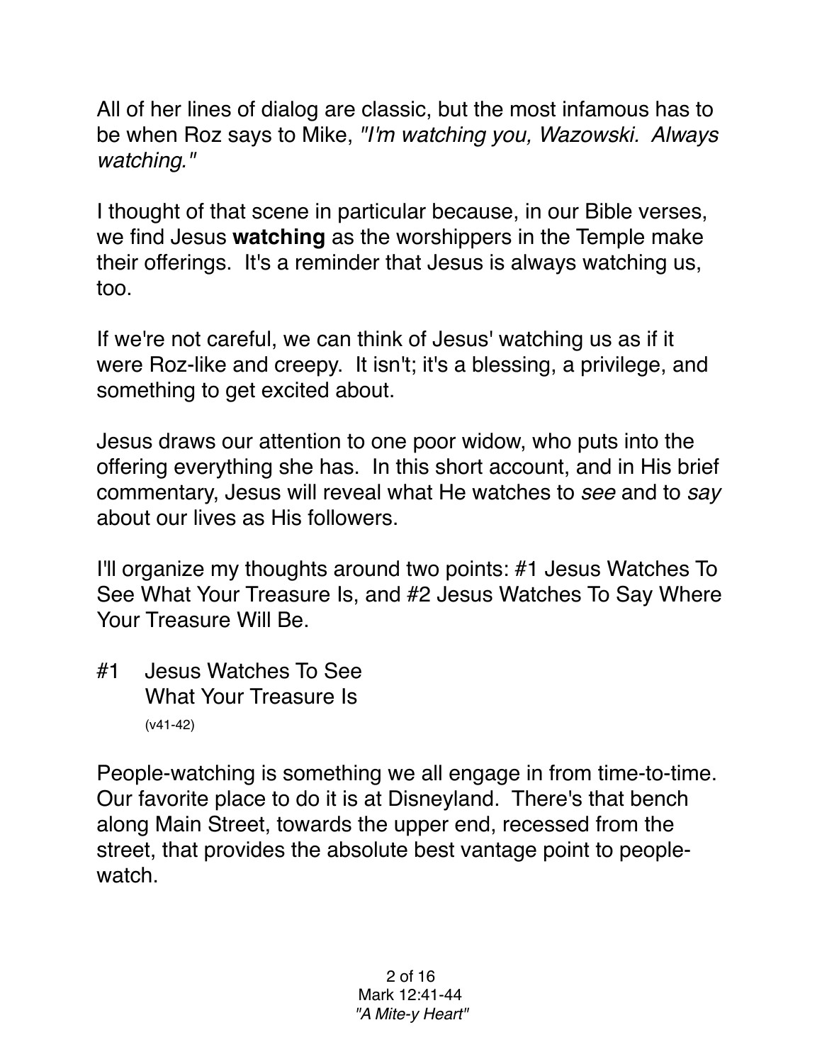All of her lines of dialog are classic, but the most infamous has to be when Roz says to Mike, *"I'm watching you, Wazowski. Always watching."*

I thought of that scene in particular because, in our Bible verses, we find Jesus **watching** as the worshippers in the Temple make their offerings. It's a reminder that Jesus is always watching us, too.

If we're not careful, we can think of Jesus' watching us as if it were Roz-like and creepy. It isn't; it's a blessing, a privilege, and something to get excited about.

Jesus draws our attention to one poor widow, who puts into the offering everything she has. In this short account, and in His brief commentary, Jesus will reveal what He watches to *see* and to *say* about our lives as His followers.

I'll organize my thoughts around two points: #1 Jesus Watches To See What Your Treasure Is, and #2 Jesus Watches To Say Where Your Treasure Will Be.

## #1 Jesus Watches To See What Your Treasure Is

(v41-42)

People-watching is something we all engage in from time-to-time. Our favorite place to do it is at Disneyland. There's that bench along Main Street, towards the upper end, recessed from the street, that provides the absolute best vantage point to people-watch.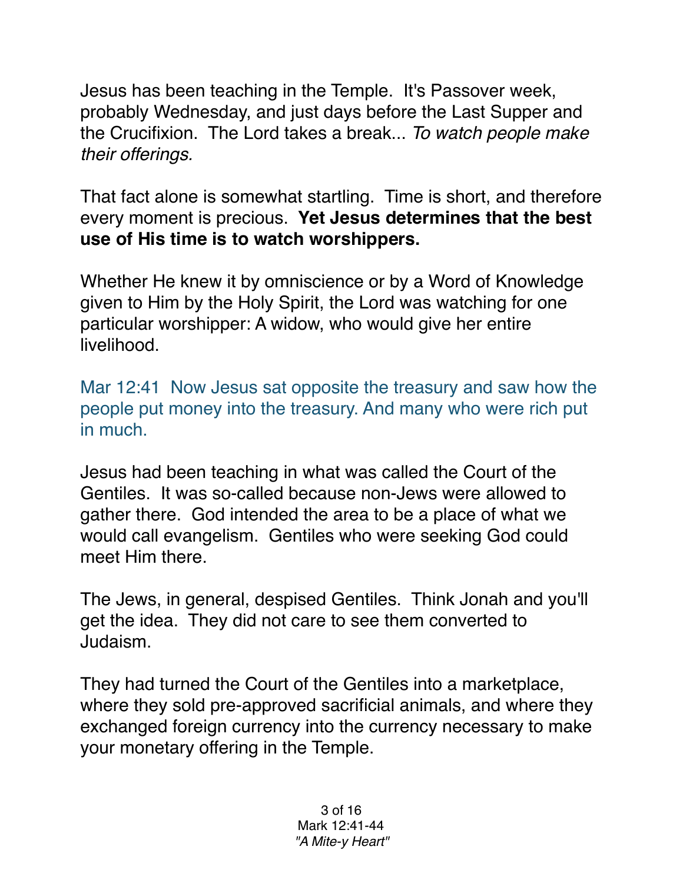Jesus has been teaching in the Temple. It's Passover week, probably Wednesday, and just days before the Last Supper and the Crucifixion. The Lord takes a break... *To watch people make their offerings.*

That fact alone is somewhat startling. Time is short, and therefore every moment is precious. **Yet Jesus determines that the best use of His time is to watch worshippers.**

Whether He knew it by omniscience or by a Word of Knowledge given to Him by the Holy Spirit, the Lord was watching for one particular worshipper: A widow, who would give her entire livelihood.

Mar 12:41 Now Jesus sat opposite the treasury and saw how the people put money into the treasury. And many who were rich put in much.

Jesus had been teaching in what was called the Court of the Gentiles. It was so-called because non-Jews were allowed to gather there. God intended the area to be a place of what we would call evangelism. Gentiles who were seeking God could meet Him there.

The Jews, in general, despised Gentiles. Think Jonah and you'll get the idea. They did not care to see them converted to Judaism.

They had turned the Court of the Gentiles into a marketplace, where they sold pre-approved sacrificial animals, and where they exchanged foreign currency into the currency necessary to make your monetary offering in the Temple.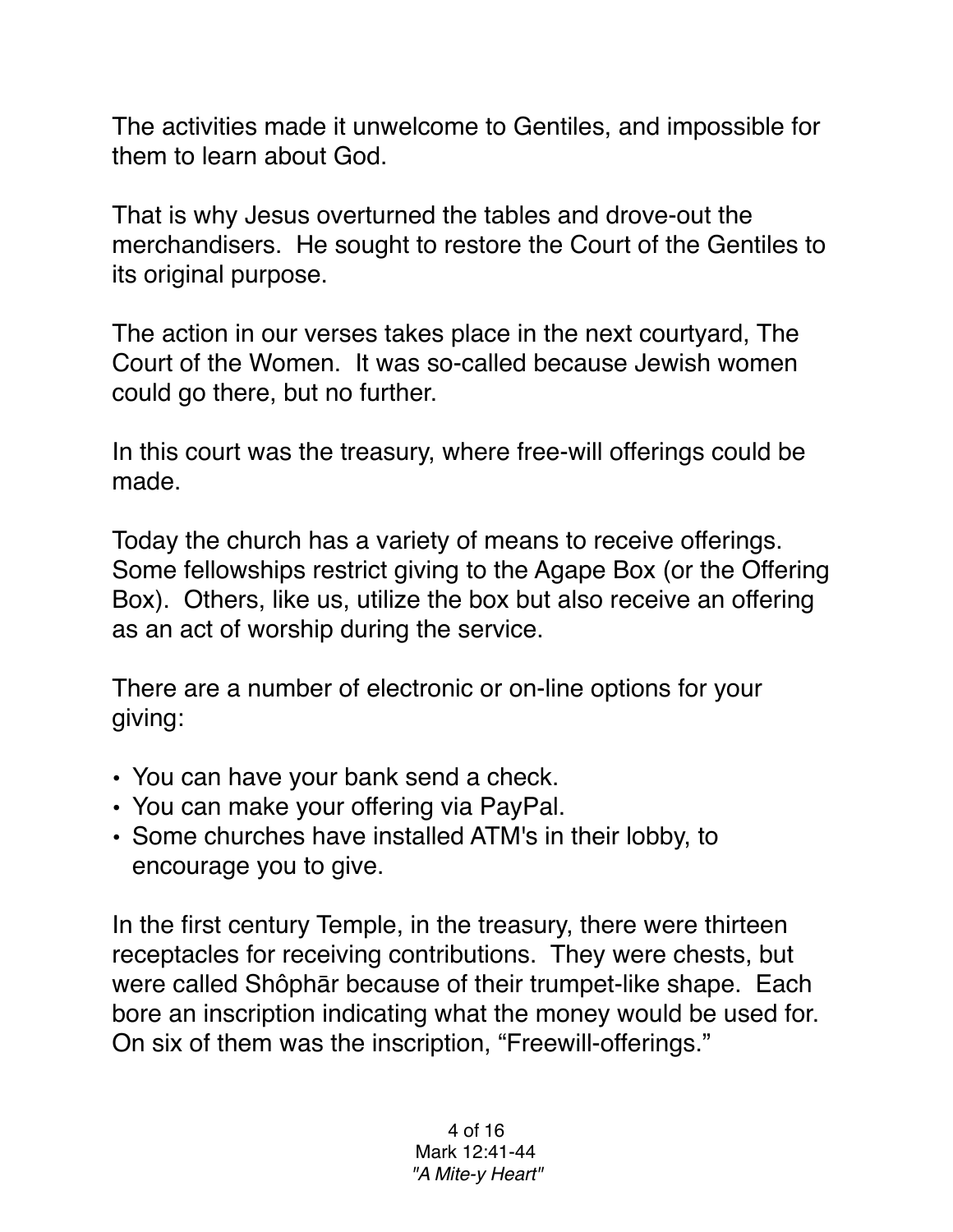The activities made it unwelcome to Gentiles, and impossible for them to learn about God.

That is why Jesus overturned the tables and drove-out the merchandisers. He sought to restore the Court of the Gentiles to its original purpose.

The action in our verses takes place in the next courtyard, The Court of the Women. It was so-called because Jewish women could go there, but no further.

In this court was the treasury, where free-will offerings could be made.

Today the church has a variety of means to receive offerings. Some fellowships restrict giving to the Agape Box (or the Offering Box). Others, like us, utilize the box but also receive an offering as an act of worship during the service.

There are a number of electronic or on-line options for your giving:

- You can have your bank send a check.
- You can make your offering via PayPal.
- Some churches have installed ATM's in their lobby, to encourage you to give.

In the first century Temple, in the treasury, there were thirteen receptacles for receiving contributions. They were chests, but were called Shôphār because of their trumpet-like shape. Each bore an inscription indicating what the money would be used for. On six of them was the inscription, "Freewill-offerings."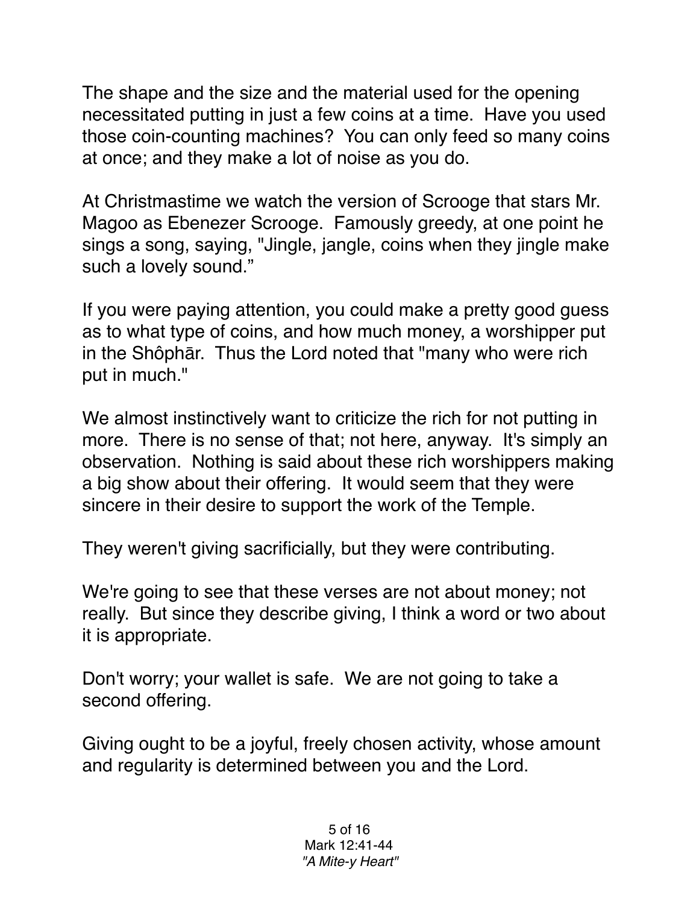The shape and the size and the material used for the opening necessitated putting in just a few coins at a time. Have you used those coin-counting machines? You can only feed so many coins at once; and they make a lot of noise as you do.

At Christmastime we watch the version of Scrooge that stars Mr. Magoo as Ebenezer Scrooge. Famously greedy, at one point he sings a song, saying, "Jingle, jangle, coins when they jingle make such a lovely sound."

If you were paying attention, you could make a pretty good guess as to what type of coins, and how much money, a worshipper put in the Shôphār. Thus the Lord noted that "many who were rich put in much."

We almost instinctively want to criticize the rich for not putting in more. There is no sense of that; not here, anyway. It's simply an observation. Nothing is said about these rich worshippers making a big show about their offering. It would seem that they were sincere in their desire to support the work of the Temple.

They weren't giving sacrificially, but they were contributing.

We're going to see that these verses are not about money; not really. But since they describe giving, I think a word or two about it is appropriate.

Don't worry; your wallet is safe. We are not going to take a second offering.

Giving ought to be a joyful, freely chosen activity, whose amount and regularity is determined between you and the Lord.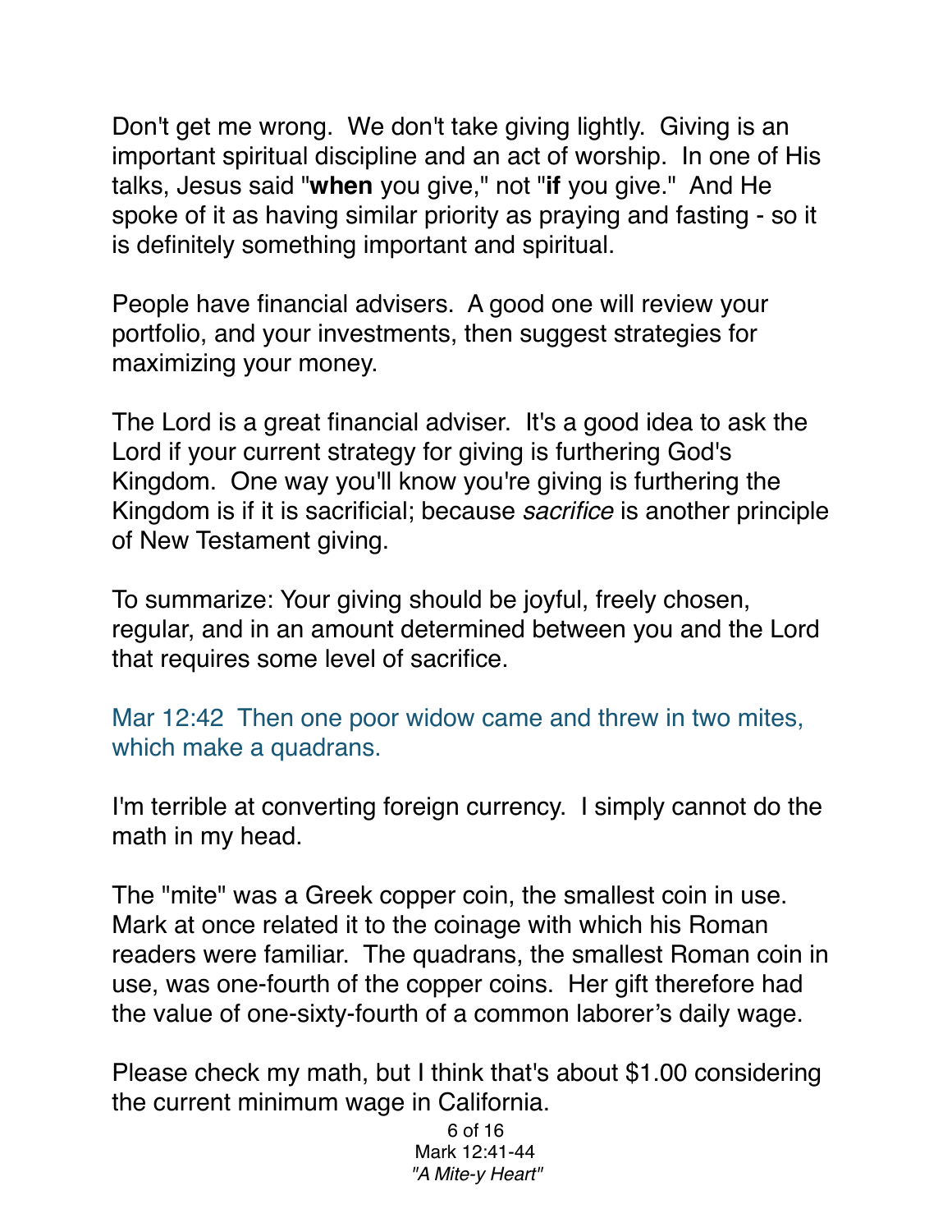Don't get me wrong.  We don't take giving lightly.  Giving is an important spiritual discipline and an act of worship.  In one of His talks, Jesus said "**when** you give," not "**if** you give."  And He spoke of it as having similar priority as praying and fasting - so it is definitely something important and spiritual.

People have financial advisers.  A good one will review your portfolio, and your investments, then suggest strategies for maximizing your money.

The Lord is a great financial adviser.  It's a good idea to ask the Lord if your current strategy for giving is furthering God's Kingdom.  One way you'll know you're giving is furthering the Kingdom is if it is sacrificial; because *sacrifice* is another principle of New Testament giving.

To summarize: Your giving should be joyful, freely chosen, regular, and in an amount determined between you and the Lord that requires some level of sacrifice.

Mar 12:42  Then one poor widow came and threw in two mites, which make a quadrans.

I'm terrible at converting foreign currency.  I simply cannot do the math in my head.

The "mite" was a Greek copper coin, the smallest coin in use. Mark at once related it to the coinage with which his Roman readers were familiar.  The quadrans, the smallest Roman coin in use, was one-fourth of the copper coins.  Her gift therefore had the value of one-sixty-fourth of a common laborer's daily wage.

Please check my math, but I think that's about $1.00 considering the current minimum wage in California.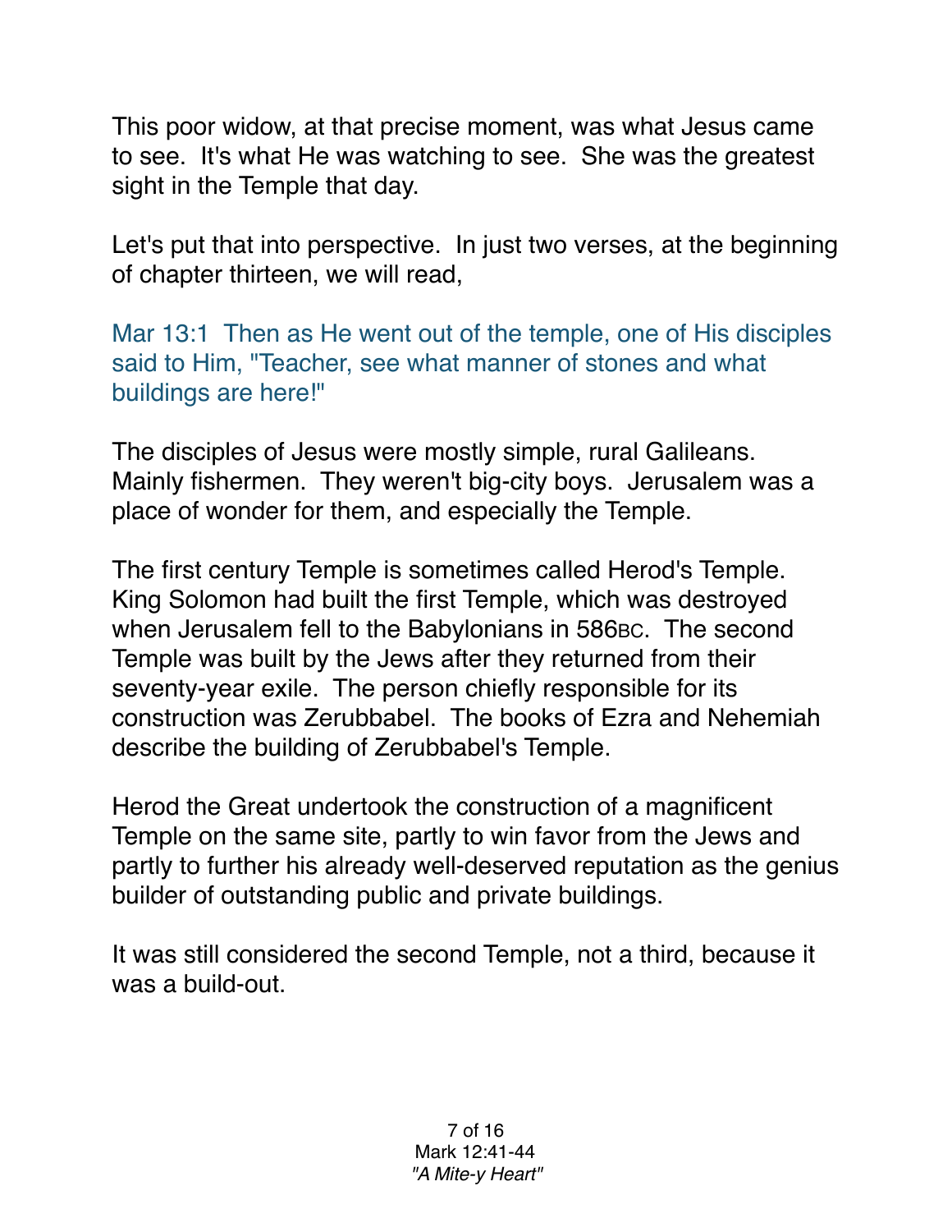This poor widow, at that precise moment, was what Jesus came to see. It's what He was watching to see. She was the greatest sight in the Temple that day.

Let's put that into perspective. In just two verses, at the beginning of chapter thirteen, we will read,

Mar 13:1 Then as He went out of the temple, one of His disciples said to Him, "Teacher, see what manner of stones and what buildings are here!"

The disciples of Jesus were mostly simple, rural Galileans. Mainly fishermen. They weren't big-city boys. Jerusalem was a place of wonder for them, and especially the Temple.

The first century Temple is sometimes called Herod's Temple. King Solomon had built the first Temple, which was destroyed when Jerusalem fell to the Babylonians in 586BC. The second Temple was built by the Jews after they returned from their seventy-year exile. The person chiefly responsible for its construction was Zerubbabel. The books of Ezra and Nehemiah describe the building of Zerubbabel's Temple.

Herod the Great undertook the construction of a magnificent Temple on the same site, partly to win favor from the Jews and partly to further his already well-deserved reputation as the genius builder of outstanding public and private buildings.

It was still considered the second Temple, not a third, because it was a build-out.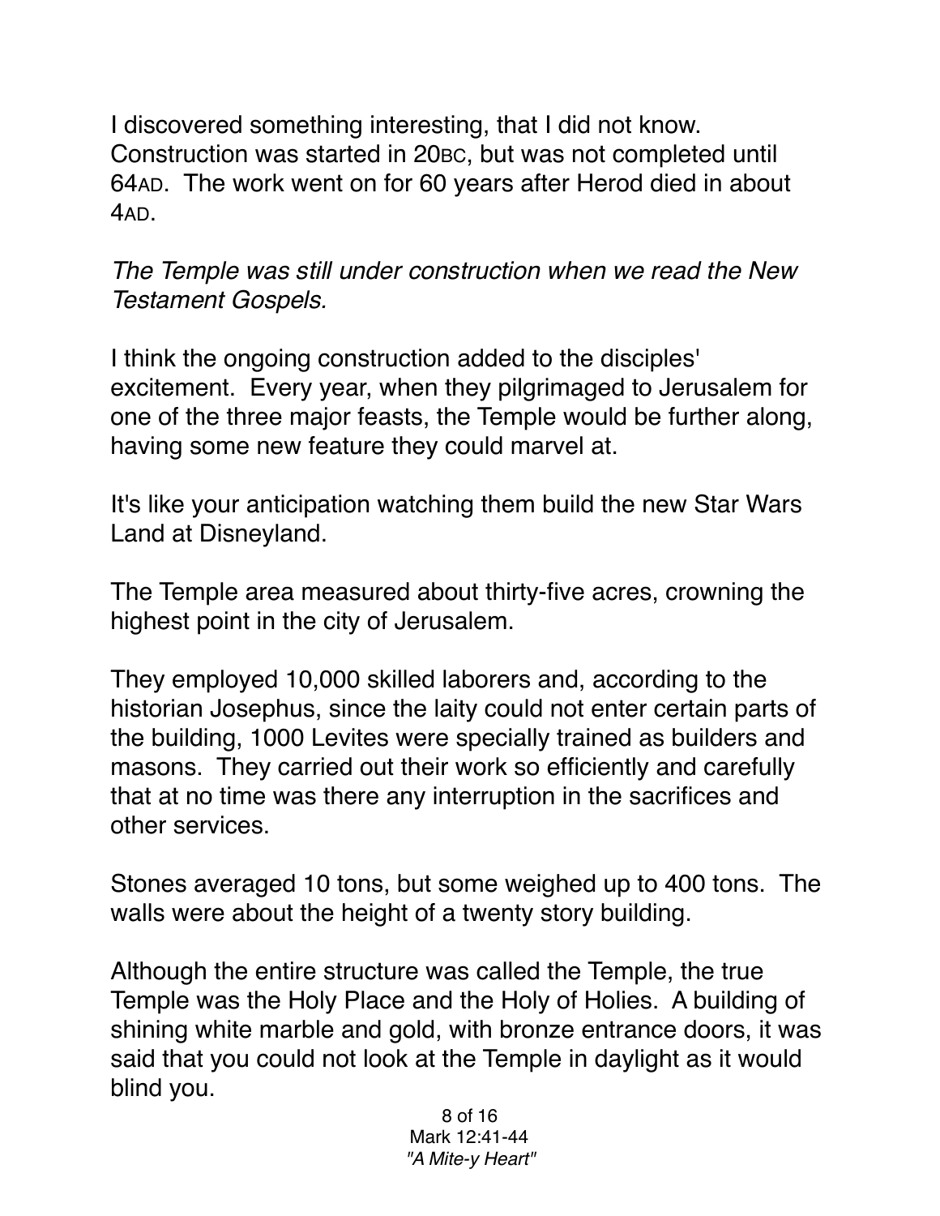I discovered something interesting, that I did not know. Construction was started in 20BC, but was not completed until 64AD. The work went on for 60 years after Herod died in about 4AD.

*The Temple was still under construction when we read the New Testament Gospels.*

I think the ongoing construction added to the disciples' excitement. Every year, when they pilgrimaged to Jerusalem for one of the three major feasts, the Temple would be further along, having some new feature they could marvel at.

It's like your anticipation watching them build the new Star Wars Land at Disneyland.

The Temple area measured about thirty-five acres, crowning the highest point in the city of Jerusalem.

They employed 10,000 skilled laborers and, according to the historian Josephus, since the laity could not enter certain parts of the building, 1000 Levites were specially trained as builders and masons. They carried out their work so efficiently and carefully that at no time was there any interruption in the sacrifices and other services.

Stones averaged 10 tons, but some weighed up to 400 tons. The walls were about the height of a twenty story building.

Although the entire structure was called the Temple, the true Temple was the Holy Place and the Holy of Holies. A building of shining white marble and gold, with bronze entrance doors, it was said that you could not look at the Temple in daylight as it would blind you.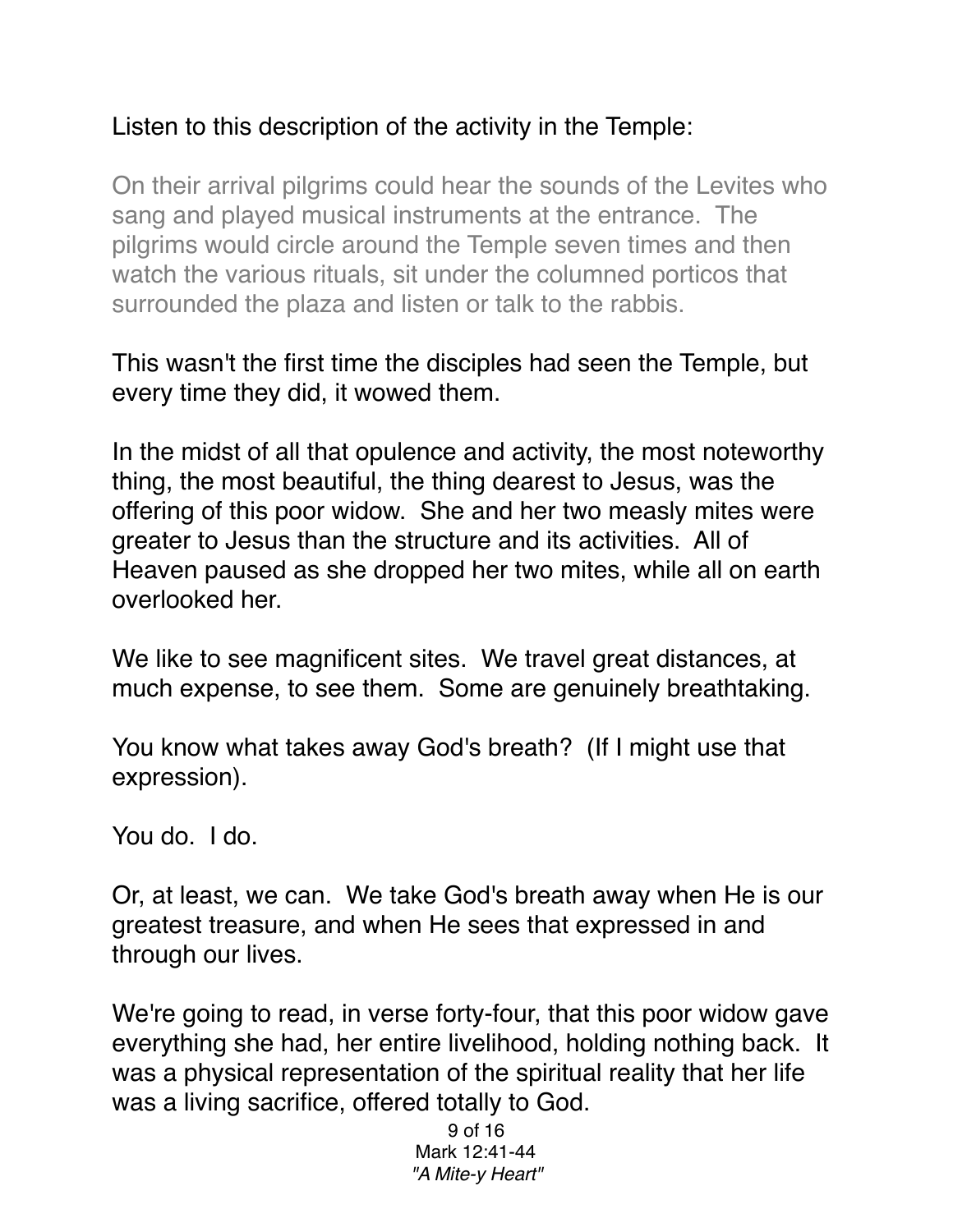Listen to this description of the activity in the Temple:

> On their arrival pilgrims could hear the sounds of the Levites who sang and played musical instruments at the entrance. The pilgrims would circle around the Temple seven times and then watch the various rituals, sit under the columned porticos that surrounded the plaza and listen or talk to the rabbis.

This wasn't the first time the disciples had seen the Temple, but every time they did, it wowed them.

In the midst of all that opulence and activity, the most noteworthy thing, the most beautiful, the thing dearest to Jesus, was the offering of this poor widow. She and her two measly mites were greater to Jesus than the structure and its activities. All of Heaven paused as she dropped her two mites, while all on earth overlooked her.

We like to see magnificent sites. We travel great distances, at much expense, to see them. Some are genuinely breathtaking.

You know what takes away God's breath? (If I might use that expression).

You do. I do.

Or, at least, we can. We take God's breath away when He is our greatest treasure, and when He sees that expressed in and through our lives.

We're going to read, in verse forty-four, that this poor widow gave everything she had, her entire livelihood, holding nothing back. It was a physical representation of the spiritual reality that her life was a living sacrifice, offered totally to God.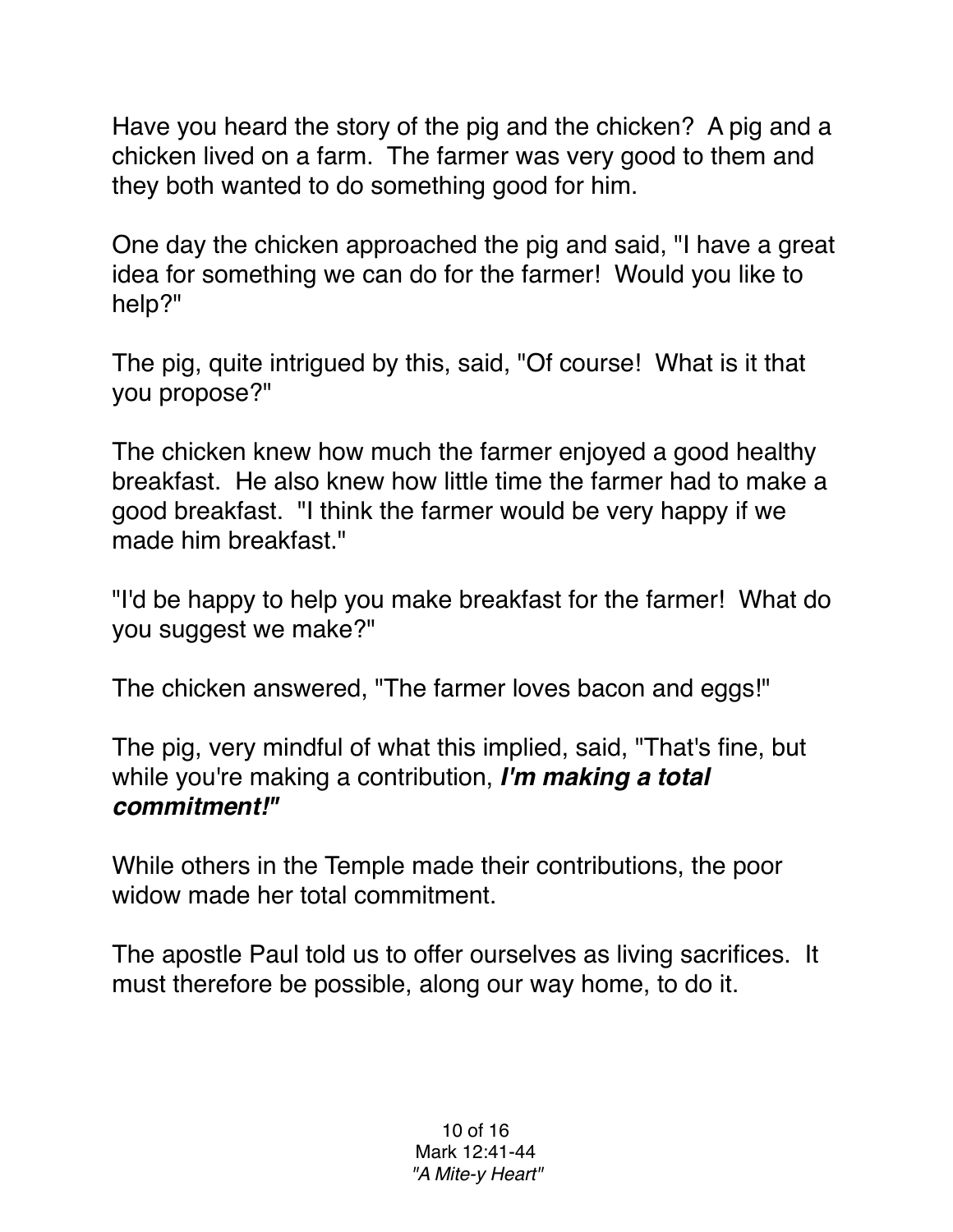Have you heard the story of the pig and the chicken? A pig and a chicken lived on a farm. The farmer was very good to them and they both wanted to do something good for him.

One day the chicken approached the pig and said, "I have a great idea for something we can do for the farmer! Would you like to help?"

The pig, quite intrigued by this, said, "Of course! What is it that you propose?"

The chicken knew how much the farmer enjoyed a good healthy breakfast. He also knew how little time the farmer had to make a good breakfast. "I think the farmer would be very happy if we made him breakfast."

"I'd be happy to help you make breakfast for the farmer! What do you suggest we make?"

The chicken answered, "The farmer loves bacon and eggs!"

The pig, very mindful of what this implied, said, "That's fine, but while you're making a contribution, ***I'm making a total commitment!"***

While others in the Temple made their contributions, the poor widow made her total commitment.

The apostle Paul told us to offer ourselves as living sacrifices. It must therefore be possible, along our way home, to do it.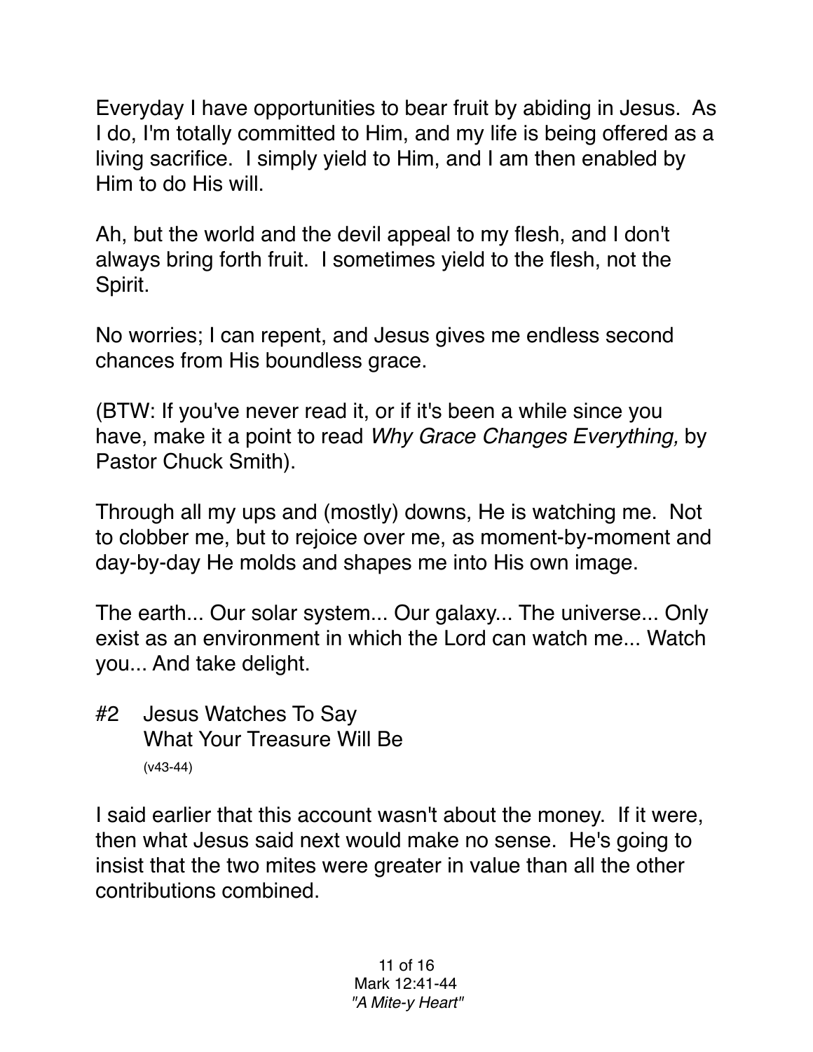Everyday I have opportunities to bear fruit by abiding in Jesus. As I do, I'm totally committed to Him, and my life is being offered as a living sacrifice. I simply yield to Him, and I am then enabled by Him to do His will.

Ah, but the world and the devil appeal to my flesh, and I don't always bring forth fruit. I sometimes yield to the flesh, not the Spirit.

No worries; I can repent, and Jesus gives me endless second chances from His boundless grace.

(BTW: If you've never read it, or if it's been a while since you have, make it a point to read *Why Grace Changes Everything,* by Pastor Chuck Smith).

Through all my ups and (mostly) downs, He is watching me. Not to clobber me, but to rejoice over me, as moment-by-moment and day-by-day He molds and shapes me into His own image.

The earth... Our solar system... Our galaxy... The universe... Only exist as an environment in which the Lord can watch me... Watch you... And take delight.

#2 Jesus Watches To Say
What Your Treasure Will Be
(v43-44)

I said earlier that this account wasn't about the money. If it were, then what Jesus said next would make no sense. He's going to insist that the two mites were greater in value than all the other contributions combined.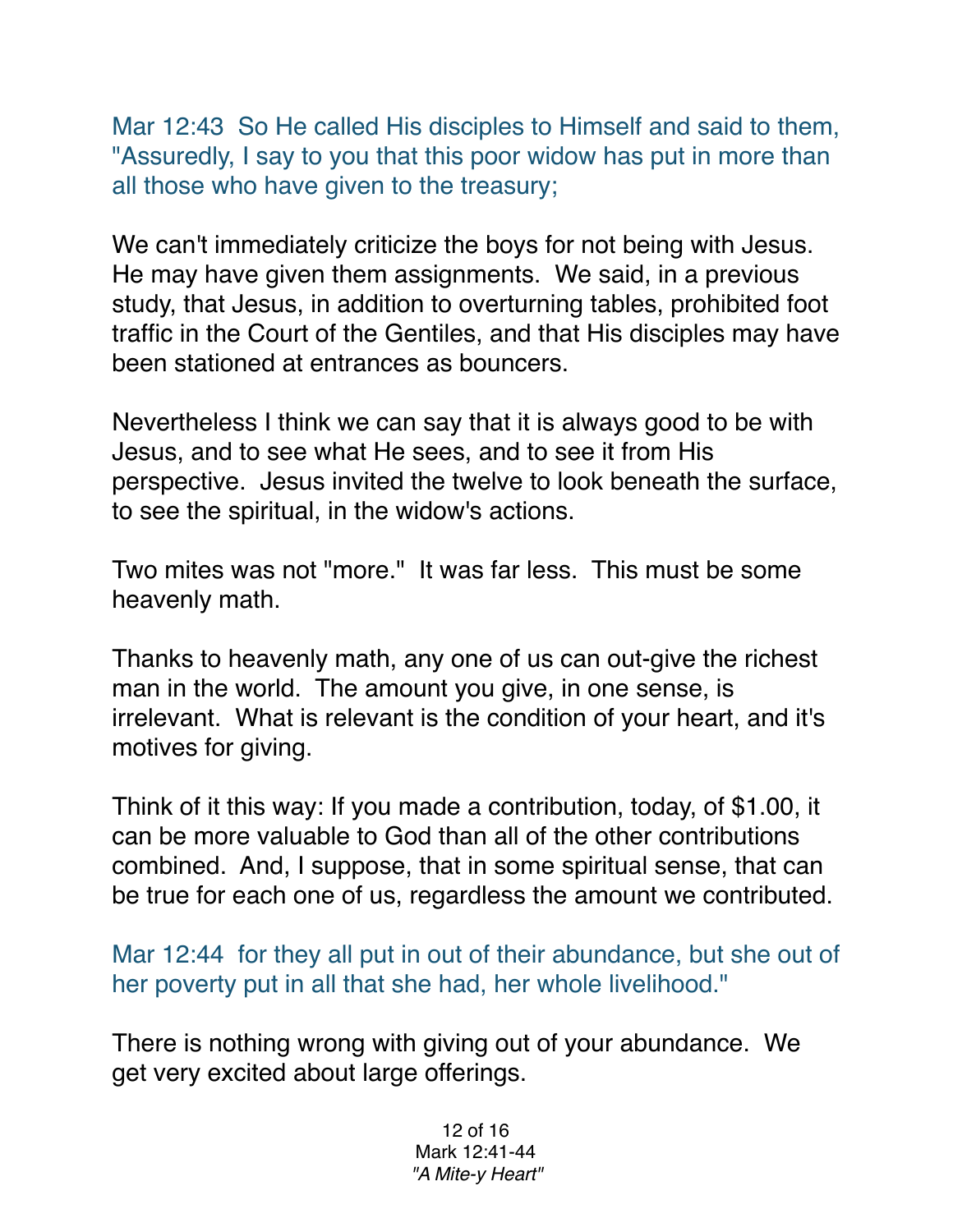Mar 12:43  So He called His disciples to Himself and said to them, "Assuredly, I say to you that this poor widow has put in more than all those who have given to the treasury;

We can't immediately criticize the boys for not being with Jesus. He may have given them assignments. We said, in a previous study, that Jesus, in addition to overturning tables, prohibited foot traffic in the Court of the Gentiles, and that His disciples may have been stationed at entrances as bouncers.

Nevertheless I think we can say that it is always good to be with Jesus, and to see what He sees, and to see it from His perspective. Jesus invited the twelve to look beneath the surface, to see the spiritual, in the widow's actions.

Two mites was not "more." It was far less. This must be some heavenly math.

Thanks to heavenly math, any one of us can out-give the richest man in the world. The amount you give, in one sense, is irrelevant. What is relevant is the condition of your heart, and it's motives for giving.

Think of it this way: If you made a contribution, today, of $1.00, it can be more valuable to God than all of the other contributions combined. And, I suppose, that in some spiritual sense, that can be true for each one of us, regardless the amount we contributed.

Mar 12:44  for they all put in out of their abundance, but she out of her poverty put in all that she had, her whole livelihood."

There is nothing wrong with giving out of your abundance. We get very excited about large offerings.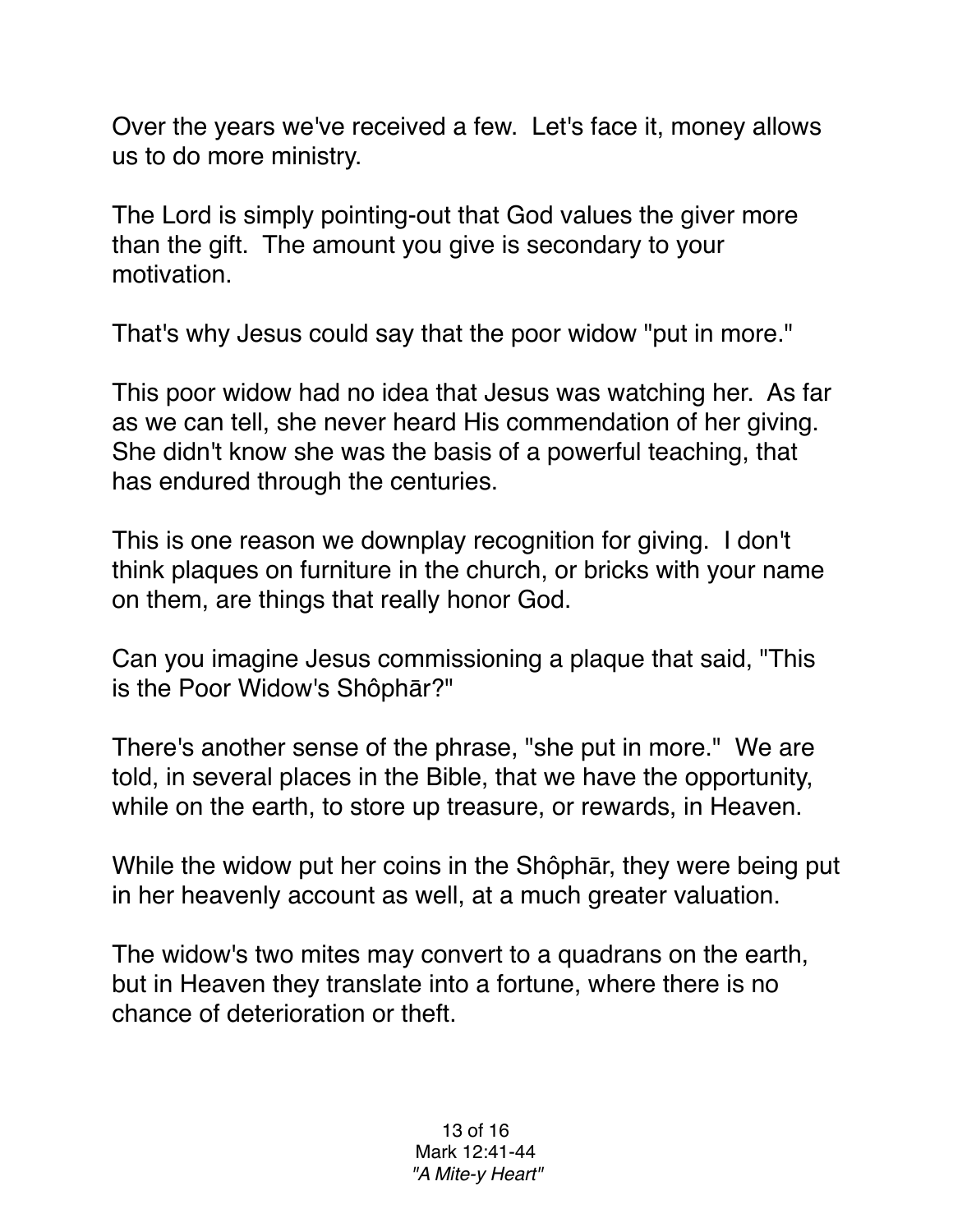Over the years we've received a few.  Let's face it, money allows us to do more ministry.

The Lord is simply pointing-out that God values the giver more than the gift.  The amount you give is secondary to your motivation.

That's why Jesus could say that the poor widow "put in more."

This poor widow had no idea that Jesus was watching her.  As far as we can tell, she never heard His commendation of her giving.  She didn't know she was the basis of a powerful teaching, that has endured through the centuries.

This is one reason we downplay recognition for giving.  I don't think plaques on furniture in the church, or bricks with your name on them, are things that really honor God.

Can you imagine Jesus commissioning a plaque that said, "This is the Poor Widow's Shôphār?"

There's another sense of the phrase, "she put in more."  We are told, in several places in the Bible, that we have the opportunity, while on the earth, to store up treasure, or rewards, in Heaven.

While the widow put her coins in the Shôphār, they were being put in her heavenly account as well, at a much greater valuation.

The widow's two mites may convert to a quadrans on the earth, but in Heaven they translate into a fortune, where there is no chance of deterioration or theft.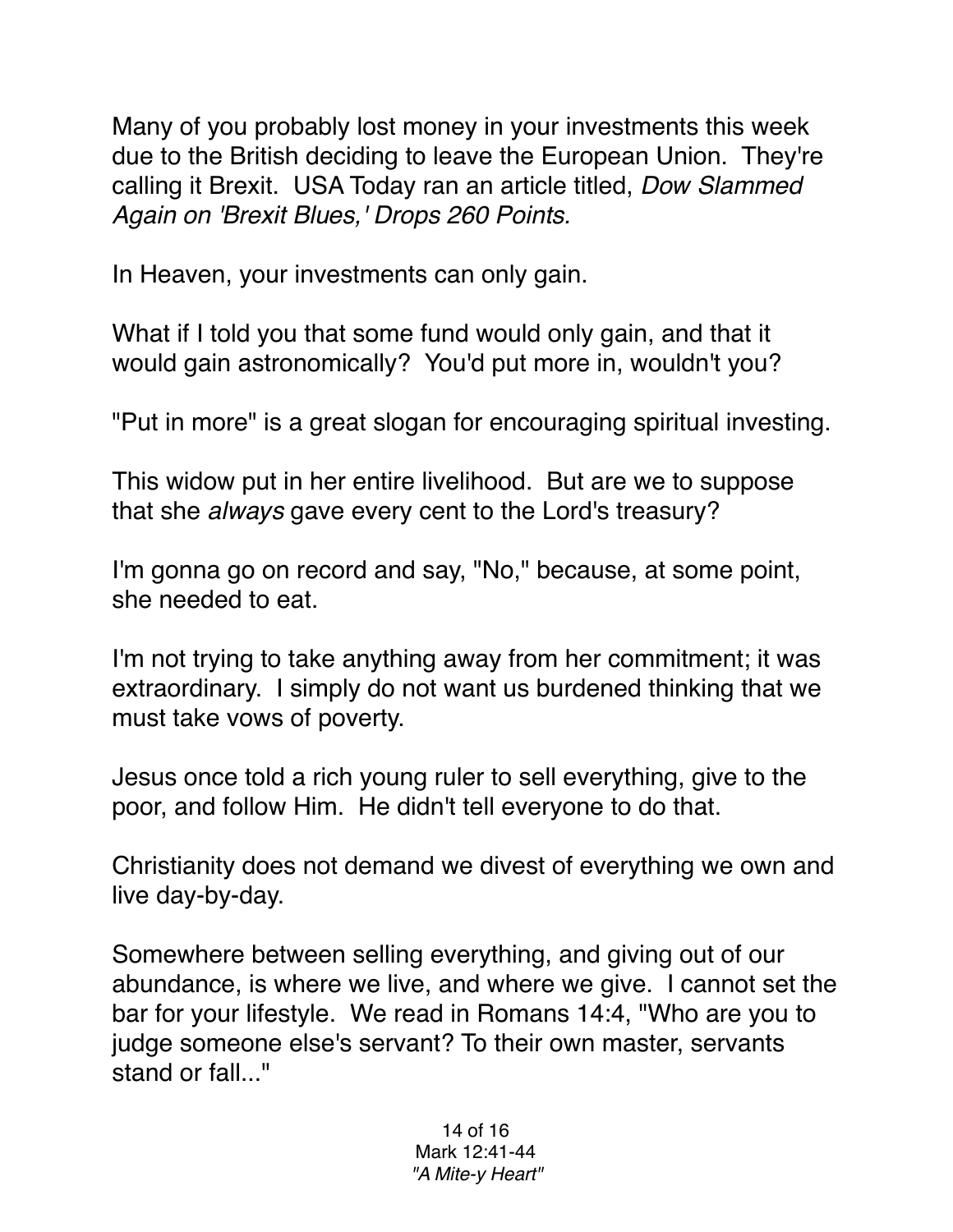Many of you probably lost money in your investments this week due to the British deciding to leave the European Union. They're calling it Brexit. USA Today ran an article titled, *Dow Slammed Again on 'Brexit Blues,' Drops 260 Points.*

In Heaven, your investments can only gain.

What if I told you that some fund would only gain, and that it would gain astronomically? You'd put more in, wouldn't you?

"Put in more" is a great slogan for encouraging spiritual investing.

This widow put in her entire livelihood. But are we to suppose that she *always* gave every cent to the Lord's treasury?

I'm gonna go on record and say, "No," because, at some point, she needed to eat.

I'm not trying to take anything away from her commitment; it was extraordinary. I simply do not want us burdened thinking that we must take vows of poverty.

Jesus once told a rich young ruler to sell everything, give to the poor, and follow Him. He didn't tell everyone to do that.

Christianity does not demand we divest of everything we own and live day-by-day.

Somewhere between selling everything, and giving out of our abundance, is where we live, and where we give. I cannot set the bar for your lifestyle. We read in Romans 14:4, "Who are you to judge someone else's servant? To their own master, servants stand or fall..."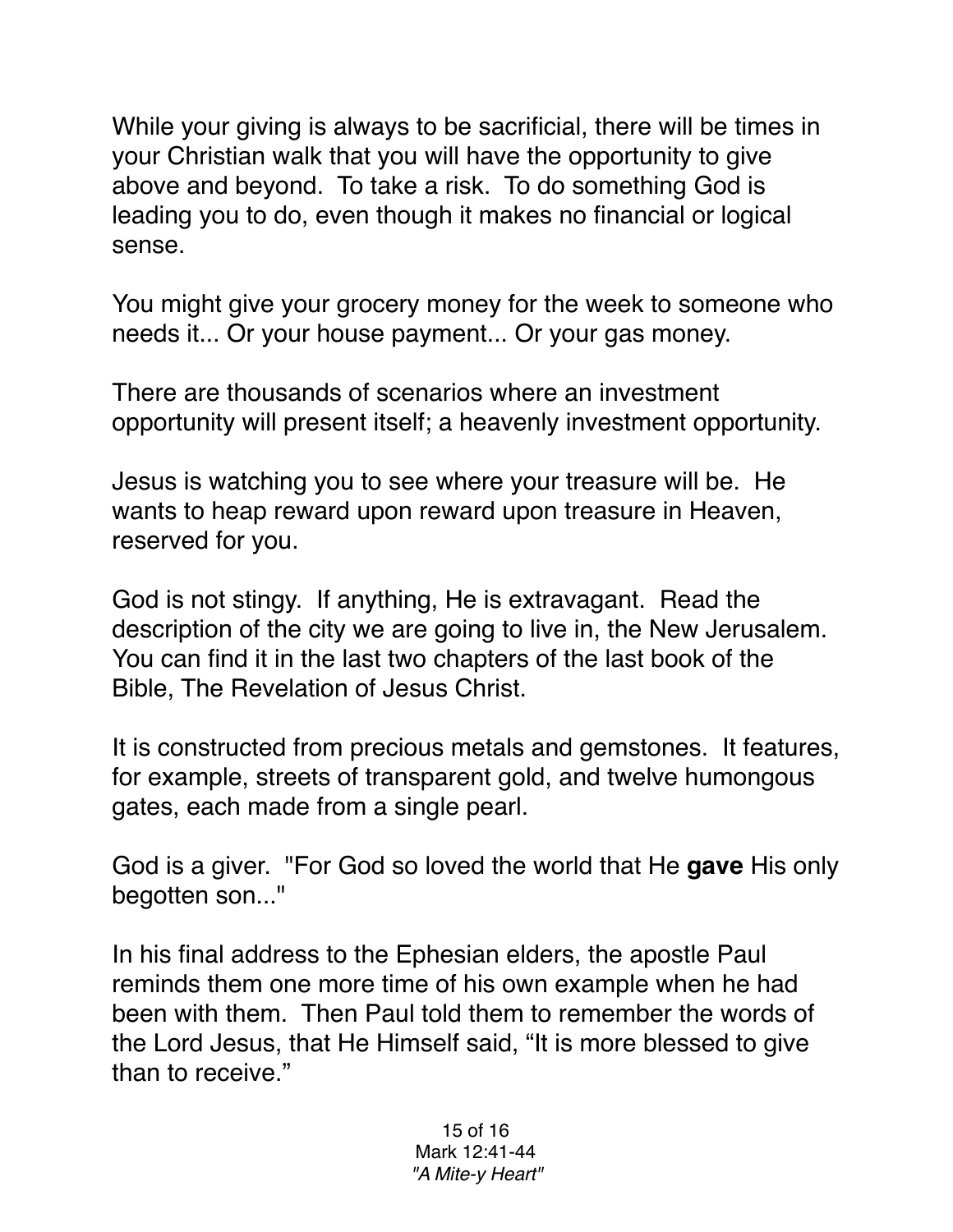While your giving is always to be sacrificial, there will be times in your Christian walk that you will have the opportunity to give above and beyond. To take a risk. To do something God is leading you to do, even though it makes no financial or logical sense.

You might give your grocery money for the week to someone who needs it... Or your house payment... Or your gas money.

There are thousands of scenarios where an investment opportunity will present itself; a heavenly investment opportunity.

Jesus is watching you to see where your treasure will be. He wants to heap reward upon reward upon treasure in Heaven, reserved for you.

God is not stingy. If anything, He is extravagant. Read the description of the city we are going to live in, the New Jerusalem. You can find it in the last two chapters of the last book of the Bible, The Revelation of Jesus Christ.

It is constructed from precious metals and gemstones. It features, for example, streets of transparent gold, and twelve humongous gates, each made from a single pearl.

God is a giver. "For God so loved the world that He **gave** His only begotten son..."

In his final address to the Ephesian elders, the apostle Paul reminds them one more time of his own example when he had been with them. Then Paul told them to remember the words of the Lord Jesus, that He Himself said, “It is more blessed to give than to receive.”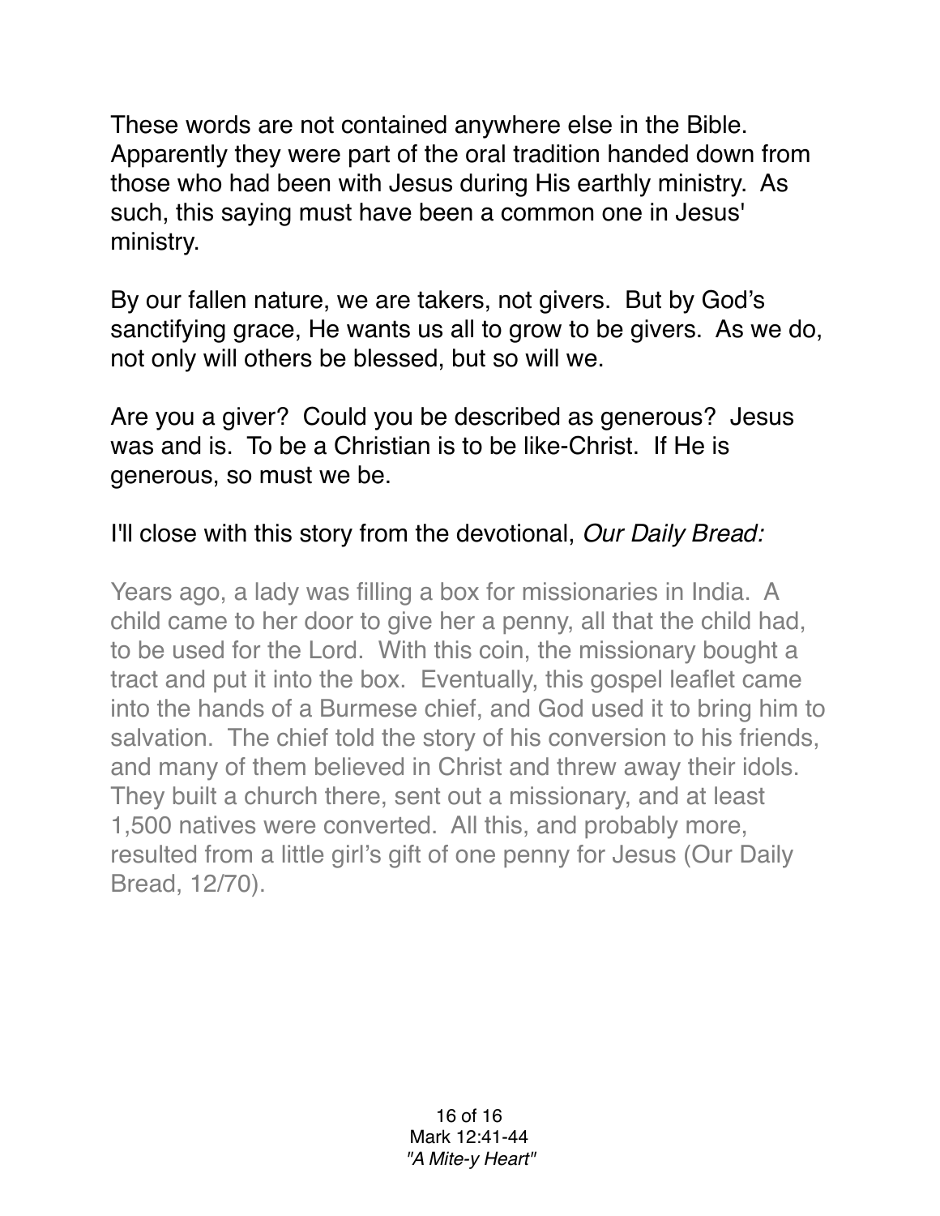These words are not contained anywhere else in the Bible. Apparently they were part of the oral tradition handed down from those who had been with Jesus during His earthly ministry. As such, this saying must have been a common one in Jesus' ministry.

By our fallen nature, we are takers, not givers. But by God's sanctifying grace, He wants us all to grow to be givers. As we do, not only will others be blessed, but so will we.

Are you a giver? Could you be described as generous? Jesus was and is. To be a Christian is to be like-Christ. If He is generous, so must we be.

I'll close with this story from the devotional, *Our Daily Bread:*

Years ago, a lady was filling a box for missionaries in India. A child came to her door to give her a penny, all that the child had, to be used for the Lord. With this coin, the missionary bought a tract and put it into the box. Eventually, this gospel leaflet came into the hands of a Burmese chief, and God used it to bring him to salvation. The chief told the story of his conversion to his friends, and many of them believed in Christ and threw away their idols. They built a church there, sent out a missionary, and at least 1,500 natives were converted. All this, and probably more, resulted from a little girl's gift of one penny for Jesus (Our Daily Bread, 12/70).